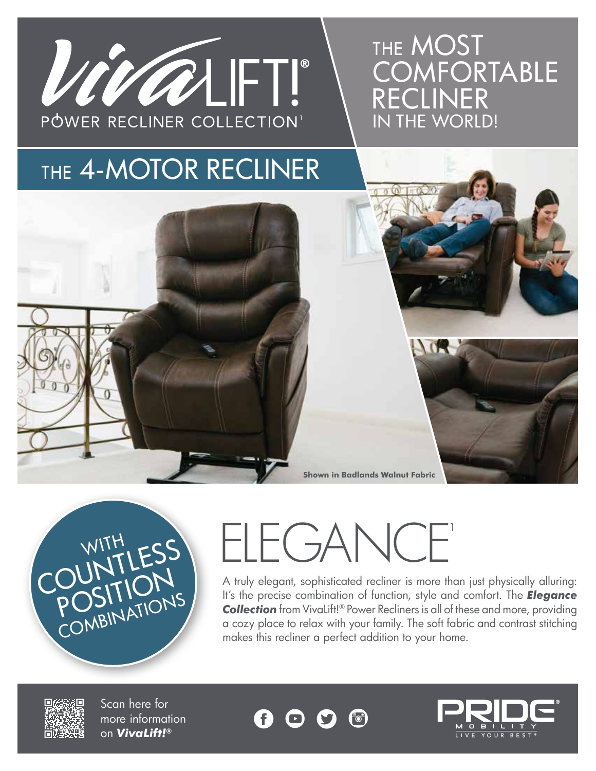# VivaLIFT!®

POWER RECLINER COLLECTION[1]

## THE MOST COMFORTABLE RECLINER IN THE WORLD!

## THE 4-MOTOR RECLINER

**Shown in Badlands Walnut Fabric**

WITH COUNTLESS POSITION COMBINATIONS

# ELEGANCE[1]

A truly elegant, sophisticated recliner is more than just physically alluring: It's the precise combination of function, style and comfort. The ***Elegance Collection*** from VivaLift!® Power Recliners is all of these and more, providing a cozy place to relax with your family. The soft fabric and contrast stitching makes this recliner a perfect addition to your home.

Scan here for more information on ***VivaLift!®***

PRIDE® MOBILITY LIVE YOUR BEST®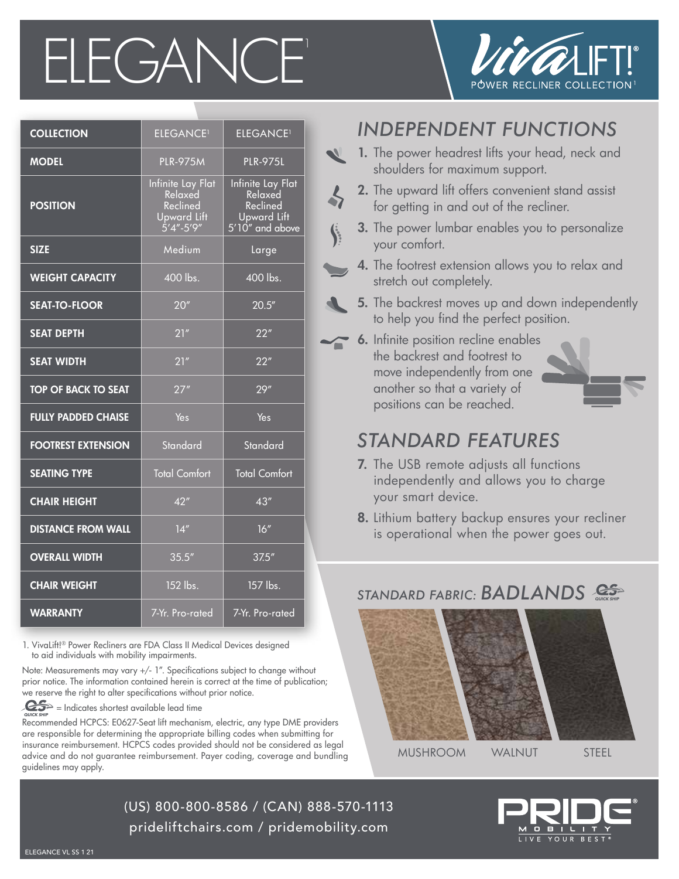# ELEGANCE[1]

VivaLIFT!® POWER RECLINER COLLECTION[1]

| COLLECTION | ELEGANCE[1] | ELEGANCE[1] |
|---|---|---|
| MODEL | PLR-975M | PLR-975L |
| POSITION | Infinite Lay Flat Relaxed Reclined Upward Lift 5′4″-5′9″ | Infinite Lay Flat Relaxed Reclined Upward Lift 5′10″ and above |
| SIZE | Medium | Large |
| WEIGHT CAPACITY | 400 lbs. | 400 lbs. |
| SEAT-TO-FLOOR | 20″ | 20.5″ |
| SEAT DEPTH | 21″ | 22″ |
| SEAT WIDTH | 21″ | 22″ |
| TOP OF BACK TO SEAT | 27″ | 29″ |
| FULLY PADDED CHAISE | Yes | Yes |
| FOOTREST EXTENSION | Standard | Standard |
| SEATING TYPE | Total Comfort | Total Comfort |
| CHAIR HEIGHT | 42″ | 43″ |
| DISTANCE FROM WALL | 14″ | 16″ |
| OVERALL WIDTH | 35.5″ | 37.5″ |
| CHAIR WEIGHT | 152 lbs. | 157 lbs. |
| WARRANTY | 7-Yr. Pro-rated | 7-Yr. Pro-rated |

1. VivaLift!® Power Recliners are FDA Class II Medical Devices designed to aid individuals with mobility impairments.

Note: Measurements may vary +/- 1″. Specifications subject to change without prior notice. The information contained herein is correct at the time of publication; we reserve the right to alter specifications without prior notice.

QS QUICK SHIP = Indicates shortest available lead time

Recommended HCPCS: E0627-Seat lift mechanism, electric, any type DME providers are responsible for determining the appropriate billing codes when submitting for insurance reimbursement. HCPCS codes provided should not be considered as legal advice and do not guarantee reimbursement. Payer coding, coverage and bundling guidelines may apply.

## INDEPENDENT FUNCTIONS

1. The power headrest lifts your head, neck and shoulders for maximum support.
2. The upward lift offers convenient stand assist for getting in and out of the recliner.
3. The power lumbar enables you to personalize your comfort.
4. The footrest extension allows you to relax and stretch out completely.
5. The backrest moves up and down independently to help you find the perfect position.
6. Infinite position recline enables the backrest and footrest to move independently from one another so that a variety of positions can be reached.

## STANDARD FEATURES

7. The USB remote adjusts all functions independently and allows you to charge your smart device.
8. Lithium battery backup ensures your recliner is operational when the power goes out.

## STANDARD FABRIC: BADLANDS QS QUICK SHIP

MUSHROOM   WALNUT   STEEL

(US) 800-800-8586 / (CAN) 888-570-1113
prideliftchairs.com / pridemobility.com

PRIDE® MOBILITY LIVE YOUR BEST®

ELEGANCE VL SS 1 21